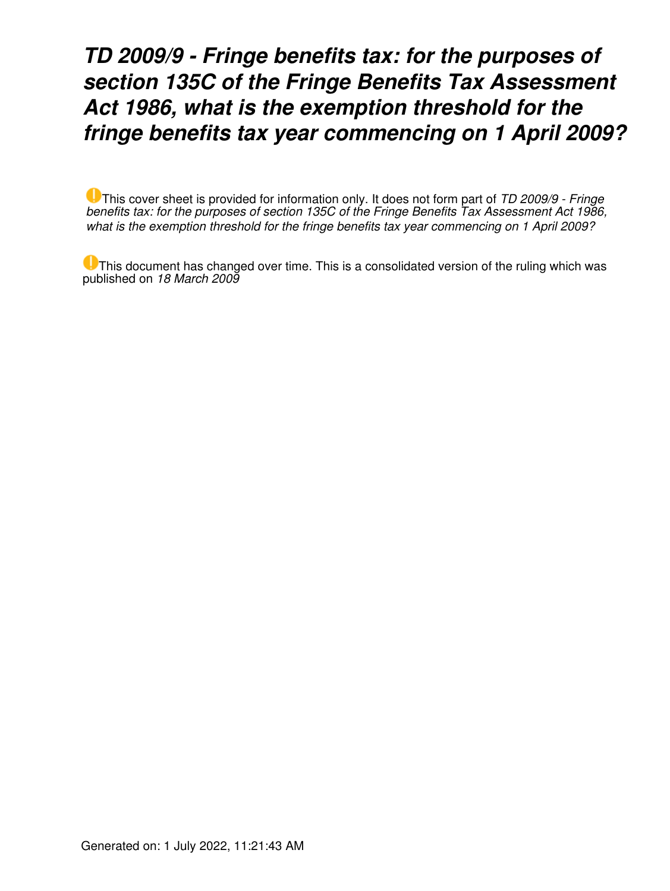# *TD 2009/9 - Fringe benefits tax: for the purposes of section 135C of the Fringe Benefits Tax Assessment Act 1986, what is the exemption threshold for the fringe benefits tax year commencing on 1 April 2009?*

This cover sheet is provided for information only. It does not form part of *TD 2009/9 - Fringe benefits tax: for the purposes of section 135C of the Fringe Benefits Tax Assessment Act 1986, what is the exemption threshold for the fringe benefits tax year commencing on 1 April 2009?*

This document has changed over time. This is a consolidated version of the ruling which was published on *18 March 2009*

Generated on: 1 July 2022, 11:21:43 AM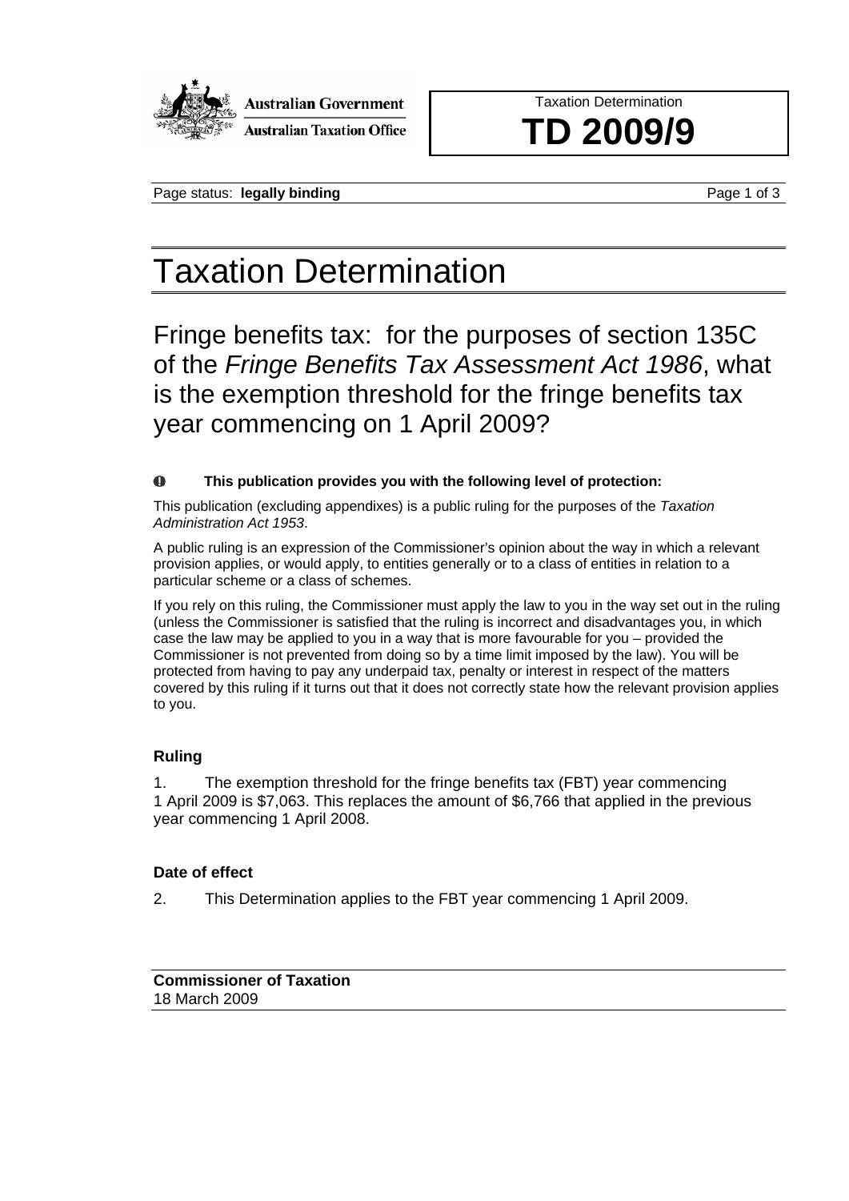Taxation Determination

# TD 2009/9

# Taxation Determination

## Fringe benefits tax: for the purposes of section 135C of the *Fringe Benefits Tax Assessment Act 1986*, what is the exemption threshold for the fringe benefits tax year commencing on 1 April 2009?

**This publication provides you with the following level of protection:**

This publication (excluding appendixes) is a public ruling for the purposes of the *Taxation Administration Act 1953*.

A public ruling is an expression of the Commissioner's opinion about the way in which a relevant provision applies, or would apply, to entities generally or to a class of entities in relation to a particular scheme or a class of schemes.

If you rely on this ruling, the Commissioner must apply the law to you in the way set out in the ruling (unless the Commissioner is satisfied that the ruling is incorrect and disadvantages you, in which case the law may be applied to you in a way that is more favourable for you – provided the Commissioner is not prevented from doing so by a time limit imposed by the law). You will be protected from having to pay any underpaid tax, penalty or interest in respect of the matters covered by this ruling if it turns out that it does not correctly state how the relevant provision applies to you.

### Ruling

1. The exemption threshold for the fringe benefits tax (FBT) year commencing 1 April 2009 is $7,063. This replaces the amount of $6,766 that applied in the previous year commencing 1 April 2008.

### Date of effect

2. This Determination applies to the FBT year commencing 1 April 2009.

**Commissioner of Taxation**
18 March 2009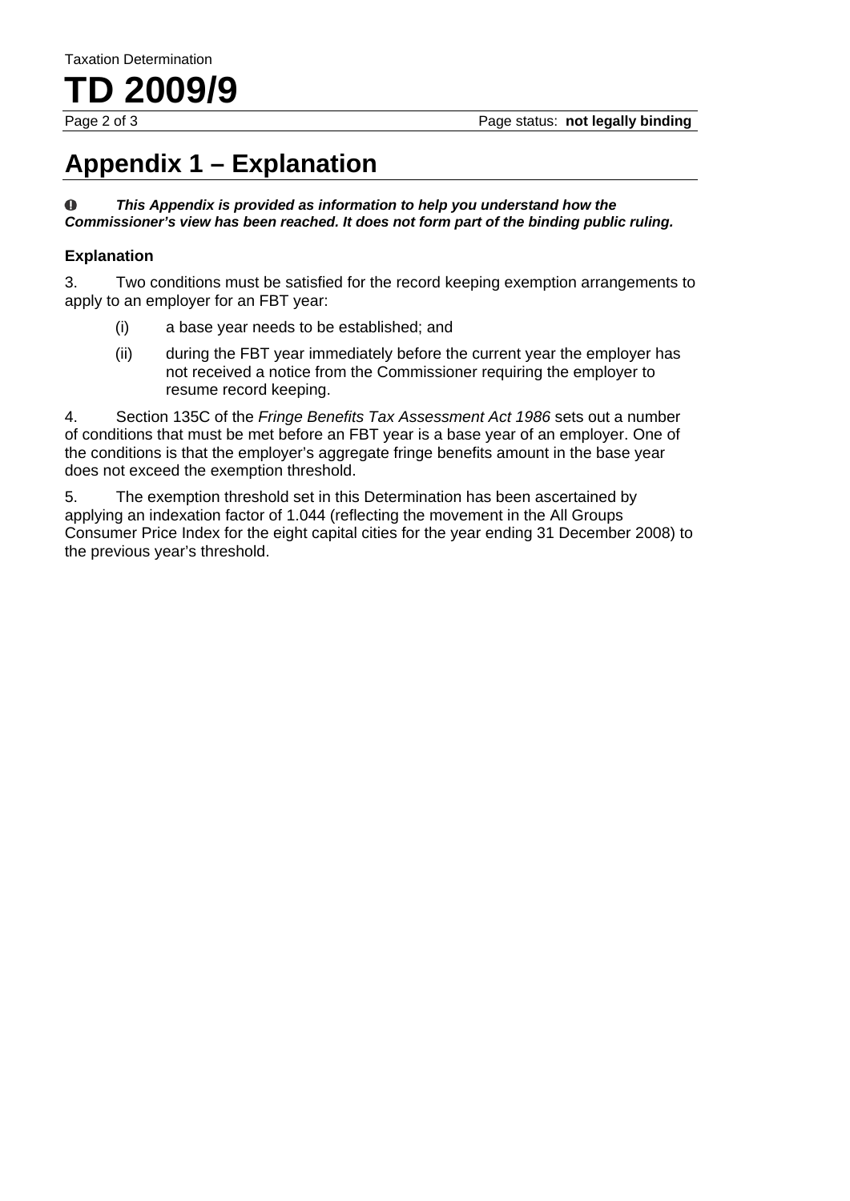# Appendix 1 – Explanation

***This Appendix is provided as information to help you understand how the Commissioner's view has been reached. It does not form part of the binding public ruling.***

### Explanation

3. Two conditions must be satisfied for the record keeping exemption arrangements to apply to an employer for an FBT year:

- (i) a base year needs to be established; and
- (ii) during the FBT year immediately before the current year the employer has not received a notice from the Commissioner requiring the employer to resume record keeping.

4. Section 135C of the *Fringe Benefits Tax Assessment Act 1986* sets out a number of conditions that must be met before an FBT year is a base year of an employer. One of the conditions is that the employer's aggregate fringe benefits amount in the base year does not exceed the exemption threshold.

5. The exemption threshold set in this Determination has been ascertained by applying an indexation factor of 1.044 (reflecting the movement in the All Groups Consumer Price Index for the eight capital cities for the year ending 31 December 2008) to the previous year's threshold.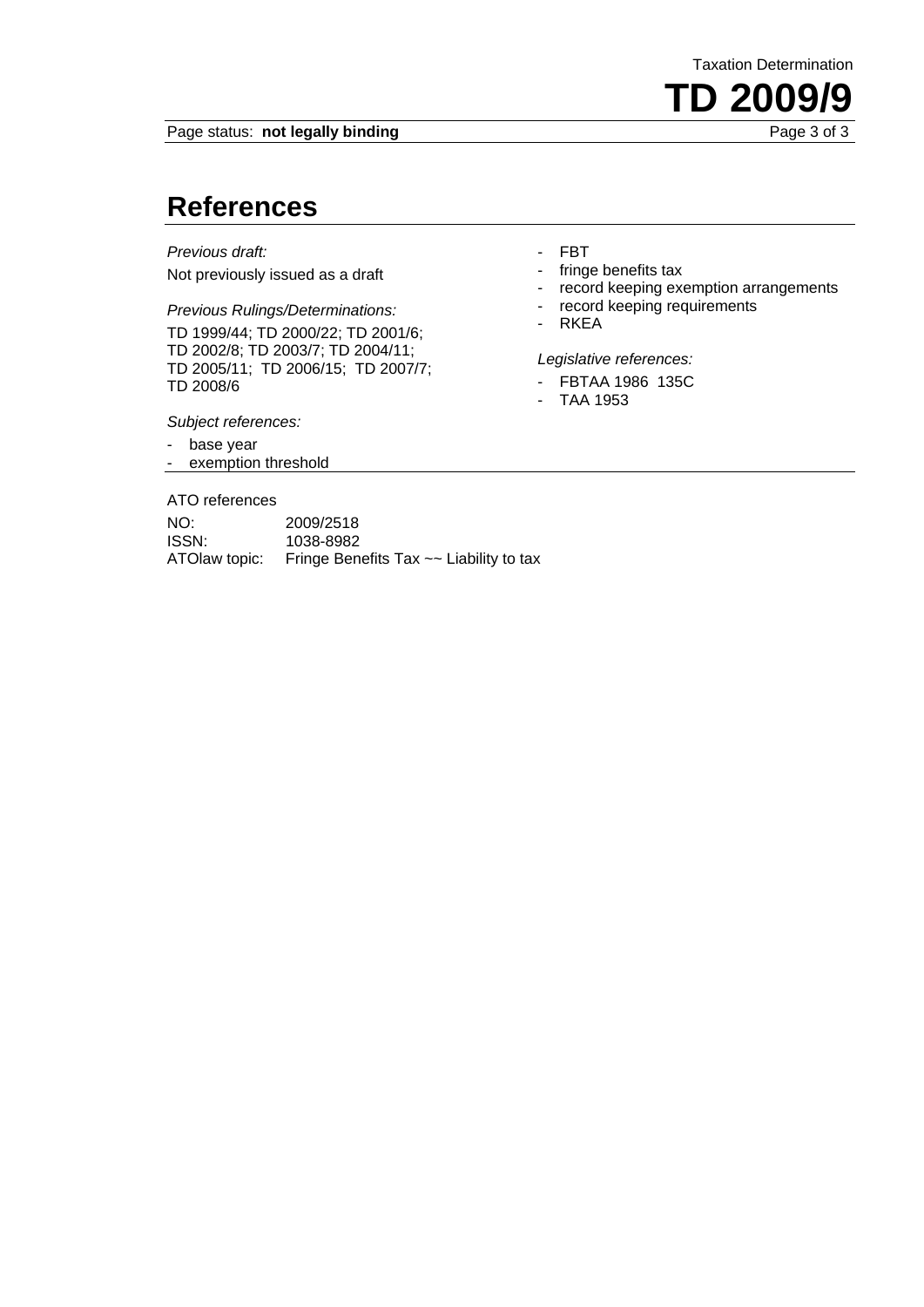## References

*Previous draft:*

Not previously issued as a draft

*Previous Rulings/Determinations:*

TD 1999/44; TD 2000/22; TD 2001/6; TD 2002/8; TD 2003/7; TD 2004/11; TD 2005/11; TD 2006/15; TD 2007/7; TD 2008/6

*Subject references:*

- base year
- exemption threshold
- FBT
- fringe benefits tax
- record keeping exemption arrangements
- record keeping requirements
- RKEA

*Legislative references:*

- FBTAA 1986 135C
- TAA 1953

ATO references

| | |
|---|---|
| NO: | 2009/2518 |
| ISSN: | 1038-8982 |
| ATOlaw topic: | Fringe Benefits Tax ~~ Liability to tax |